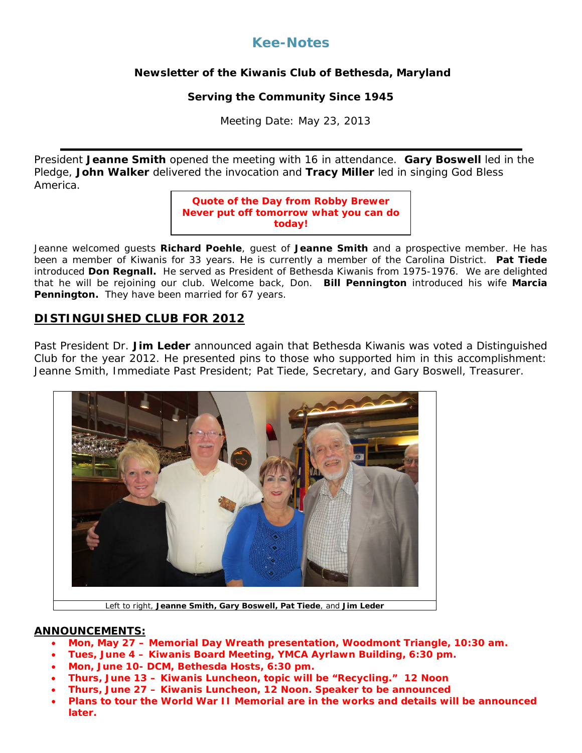# Kee-Notes

**Newsletter of the Kiwanis Club of Bethesda, Maryland**

**Serving the Community Since 1945**

Meeting Date: May 23, 2013

---

President **Jeanne Smith** opened the meeting with 16 in attendance. **Gary Boswell** led in the Pledge, **John Walker** delivered the invocation and **Tracy Miller** led in singing God Bless America.

> **Quote of the Day from Robby Brewer**
> **Never put off tomorrow what you can do today!**

Jeanne welcomed guests **Richard Poehle**, guest of **Jeanne Smith** and a prospective member. He has been a member of Kiwanis for 33 years. He is currently a member of the Carolina District. **Pat Tiede** introduced **Don Regnall.** He served as President of Bethesda Kiwanis from 1975-1976. We are delighted that he will be rejoining our club. Welcome back, Don. **Bill Pennington** introduced his wife **Marcia Pennington.** They have been married for 67 years.

## DISTINGUISHED CLUB FOR 2012

Past President Dr. **Jim Leder** announced again that Bethesda Kiwanis was voted a Distinguished Club for the year 2012. He presented pins to those who supported him in this accomplishment: Jeanne Smith, Immediate Past President; Pat Tiede, Secretary, and Gary Boswell, Treasurer.

Left to right, **Jeanne Smith, Gary Boswell, Pat Tiede**, and **Jim Leder**

## ANNOUNCEMENTS:

- **Mon, May 27 – Memorial Day Wreath presentation, Woodmont Triangle, 10:30 am.**
- **Tues, June 4 – Kiwanis Board Meeting, YMCA Ayrlawn Building, 6:30 pm.**
- **Mon, June 10- DCM, Bethesda Hosts, 6:30 pm.**
- **Thurs, June 13 – Kiwanis Luncheon, topic will be "Recycling." 12 Noon**
- **Thurs, June 27 – Kiwanis Luncheon, 12 Noon. Speaker to be announced**
- **Plans to tour the World War II Memorial are in the works and details will be announced later.**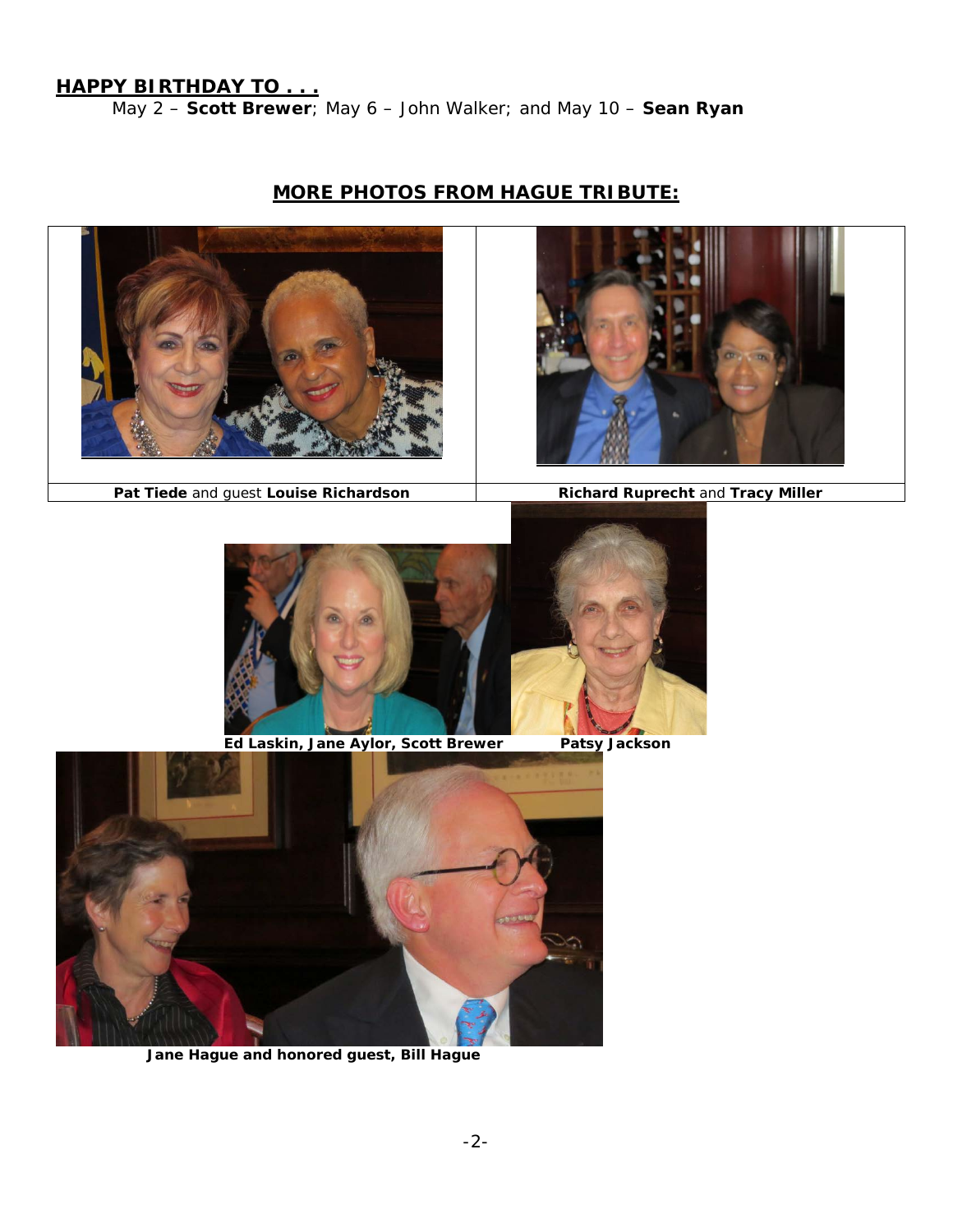**HAPPY BIRTHDAY TO . . .**

May 2 – **Scott Brewer**; May 6 – John Walker; and May 10 – **Sean Ryan**

## MORE PHOTOS FROM HAGUE TRIBUTE:

**Pat Tiede** and guest **Louise Richardson**

**Richard Ruprecht** and **Tracy Miller**

**Ed Laskin, Jane Aylor, Scott Brewer**

**Patsy Jackson**

**Jane Hague and honored guest, Bill Hague**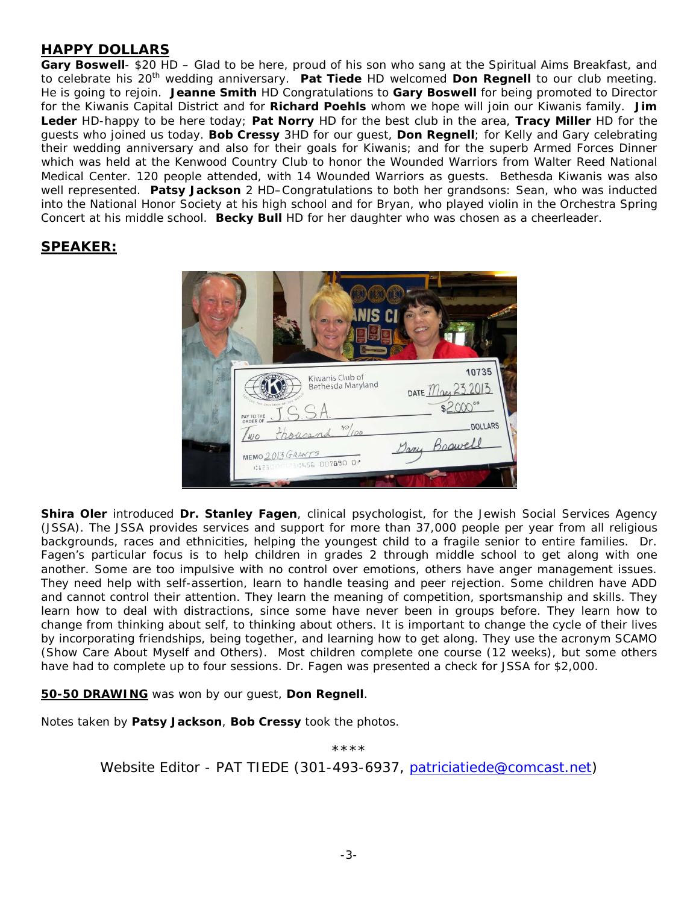## HAPPY DOLLARS

**Gary Boswell**- $20 HD – Glad to be here, proud of his son who sang at the Spiritual Aims Breakfast, and to celebrate his 20th wedding anniversary. **Pat Tiede** HD welcomed **Don Regnell** to our club meeting. He is going to rejoin. **Jeanne Smith** HD Congratulations to **Gary Boswell** for being promoted to Director for the Kiwanis Capital District and for **Richard Poehls** whom we hope will join our Kiwanis family. **Jim Leder** HD-happy to be here today; **Pat Norry** HD for the best club in the area, **Tracy Miller** HD for the guests who joined us today. **Bob Cressy** 3HD for our guest, **Don Regnell**; for Kelly and Gary celebrating their wedding anniversary and also for their goals for Kiwanis; and for the superb Armed Forces Dinner which was held at the Kenwood Country Club to honor the Wounded Warriors from Walter Reed National Medical Center. 120 people attended, with 14 Wounded Warriors as guests. Bethesda Kiwanis was also well represented. **Patsy Jackson** 2 HD–Congratulations to both her grandsons: Sean, who was inducted into the National Honor Society at his high school and for Bryan, who played violin in the Orchestra Spring Concert at his middle school. **Becky Bull** HD for her daughter who was chosen as a cheerleader.

## SPEAKER:

**Shira Oler** introduced **Dr. Stanley Fagen**, clinical psychologist, for the Jewish Social Services Agency (JSSA). The JSSA provides services and support for more than 37,000 people per year from all religious backgrounds, races and ethnicities, helping the youngest child to a fragile senior to entire families. Dr. Fagen's particular focus is to help children in grades 2 through middle school to get along with one another. Some are too impulsive with no control over emotions, others have anger management issues. They need help with self-assertion, learn to handle teasing and peer rejection. Some children have ADD and cannot control their attention. They learn the meaning of competition, sportsmanship and skills. They learn how to deal with distractions, since some have never been in groups before. They learn how to change from thinking about self, to thinking about others. It is important to change the cycle of their lives by incorporating friendships, being together, and learning how to get along. They use the acronym SCAMO (Show Care About Myself and Others). Most children complete one course (12 weeks), but some others have had to complete up to four sessions. Dr. Fagen was presented a check for JSSA for $2,000.

**50-50 DRAWING** was won by our guest, **Don Regnell**.

Notes taken by **Patsy Jackson**, **Bob Cressy** took the photos.

****

Website Editor - PAT TIEDE (301-493-6937, patriciatiede@comcast.net)